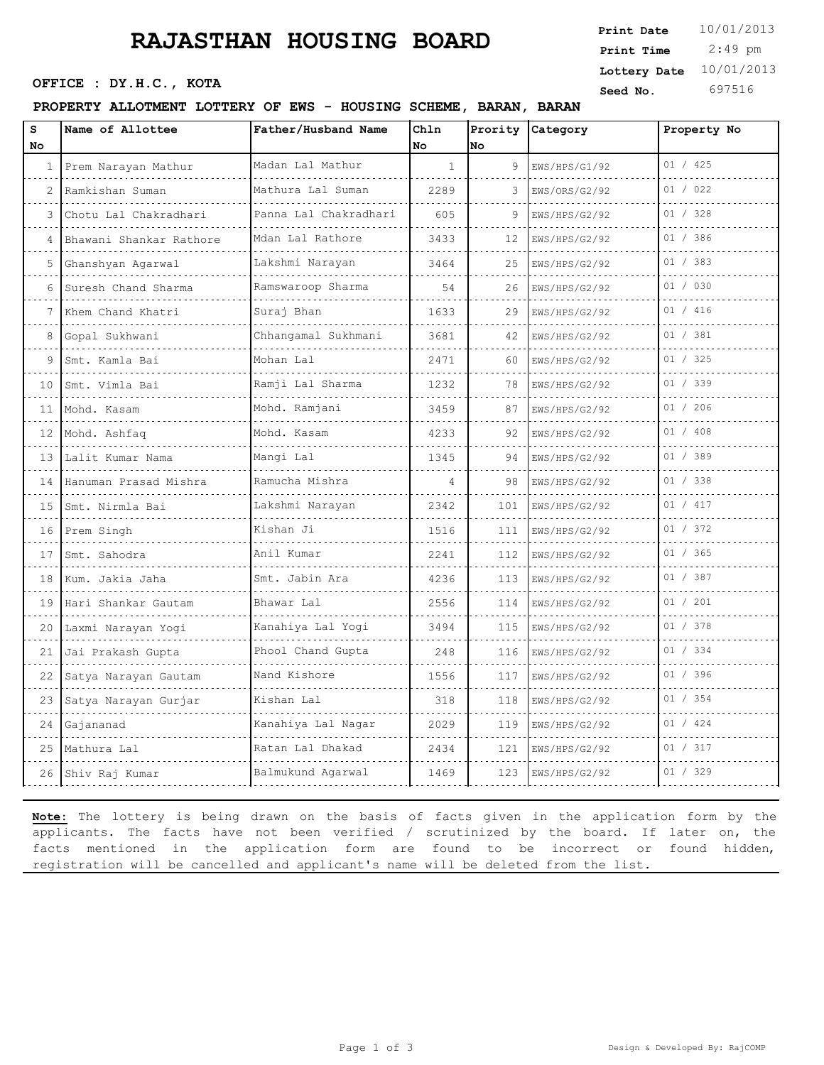# RAJASTHAN HOUSING BOARD

**Print Date** 10/01/2013
**Print Time** 2:49 pm
**Lottery Date** 10/01/2013
**Seed No.** 697516

**OFFICE : DY.H.C., KOTA**

**PROPERTY ALLOTMENT LOTTERY OF EWS - HOUSING SCHEME, BARAN, BARAN**

| S No | Name of Allottee | Father/Husband Name | Chln No | Prority No | Category | Property No |
|---|---|---|---|---|---|---|
| 1 | Prem Narayan Mathur | Madan Lal Mathur | 1 | 9 | EWS/HPS/G1/92 | 01 / 425 |
| 2 | Ramkishan Suman | Mathura Lal Suman | 2289 | 3 | EWS/ORS/G2/92 | 01 / 022 |
| 3 | Chotu Lal Chakradhari | Panna Lal Chakradhari | 605 | 9 | EWS/HPS/G2/92 | 01 / 328 |
| 4 | Bhawani Shankar Rathore | Mdan Lal Rathore | 3433 | 12 | EWS/HPS/G2/92 | 01 / 386 |
| 5 | Ghanshyan Agarwal | Lakshmi Narayan | 3464 | 25 | EWS/HPS/G2/92 | 01 / 383 |
| 6 | Suresh Chand Sharma | Ramswaroop Sharma | 54 | 26 | EWS/HPS/G2/92 | 01 / 030 |
| 7 | Khem Chand Khatri | Suraj Bhan | 1633 | 29 | EWS/HPS/G2/92 | 01 / 416 |
| 8 | Gopal Sukhwani | Chhangamal Sukhmani | 3681 | 42 | EWS/HPS/G2/92 | 01 / 381 |
| 9 | Smt. Kamla Bai | Mohan Lal | 2471 | 60 | EWS/HPS/G2/92 | 01 / 325 |
| 10 | Smt. Vimla Bai | Ramji Lal Sharma | 1232 | 78 | EWS/HPS/G2/92 | 01 / 339 |
| 11 | Mohd. Kasam | Mohd. Ramjani | 3459 | 87 | EWS/HPS/G2/92 | 01 / 206 |
| 12 | Mohd. Ashfaq | Mohd. Kasam | 4233 | 92 | EWS/HPS/G2/92 | 01 / 408 |
| 13 | Lalit Kumar Nama | Mangi Lal | 1345 | 94 | EWS/HPS/G2/92 | 01 / 389 |
| 14 | Hanuman Prasad Mishra | Ramucha Mishra | 4 | 98 | EWS/HPS/G2/92 | 01 / 338 |
| 15 | Smt. Nirmla Bai | Lakshmi Narayan | 2342 | 101 | EWS/HPS/G2/92 | 01 / 417 |
| 16 | Prem Singh | Kishan Ji | 1516 | 111 | EWS/HPS/G2/92 | 01 / 372 |
| 17 | Smt. Sahodra | Anil Kumar | 2241 | 112 | EWS/HPS/G2/92 | 01 / 365 |
| 18 | Kum. Jakia Jaha | Smt. Jabin Ara | 4236 | 113 | EWS/HPS/G2/92 | 01 / 387 |
| 19 | Hari Shankar Gautam | Bhawar Lal | 2556 | 114 | EWS/HPS/G2/92 | 01 / 201 |
| 20 | Laxmi Narayan Yogi | Kanahiya Lal Yogi | 3494 | 115 | EWS/HPS/G2/92 | 01 / 378 |
| 21 | Jai Prakash Gupta | Phool Chand Gupta | 248 | 116 | EWS/HPS/G2/92 | 01 / 334 |
| 22 | Satya Narayan Gautam | Nand Kishore | 1556 | 117 | EWS/HPS/G2/92 | 01 / 396 |
| 23 | Satya Narayan Gurjar | Kishan Lal | 318 | 118 | EWS/HPS/G2/92 | 01 / 354 |
| 24 | Gajananad | Kanahiya Lal Nagar | 2029 | 119 | EWS/HPS/G2/92 | 01 / 424 |
| 25 | Mathura Lal | Ratan Lal Dhakad | 2434 | 121 | EWS/HPS/G2/92 | 01 / 317 |
| 26 | Shiv Raj Kumar | Balmukund Agarwal | 1469 | 123 | EWS/HPS/G2/92 | 01 / 329 |

**Note:** The lottery is being drawn on the basis of facts given in the application form by the applicants. The facts have not been verified / scrutinized by the board. If later on, the facts mentioned in the application form are found to be incorrect or found hidden, registration will be cancelled and applicant's name will be deleted from the list.

Design & Developed By: RajCOMP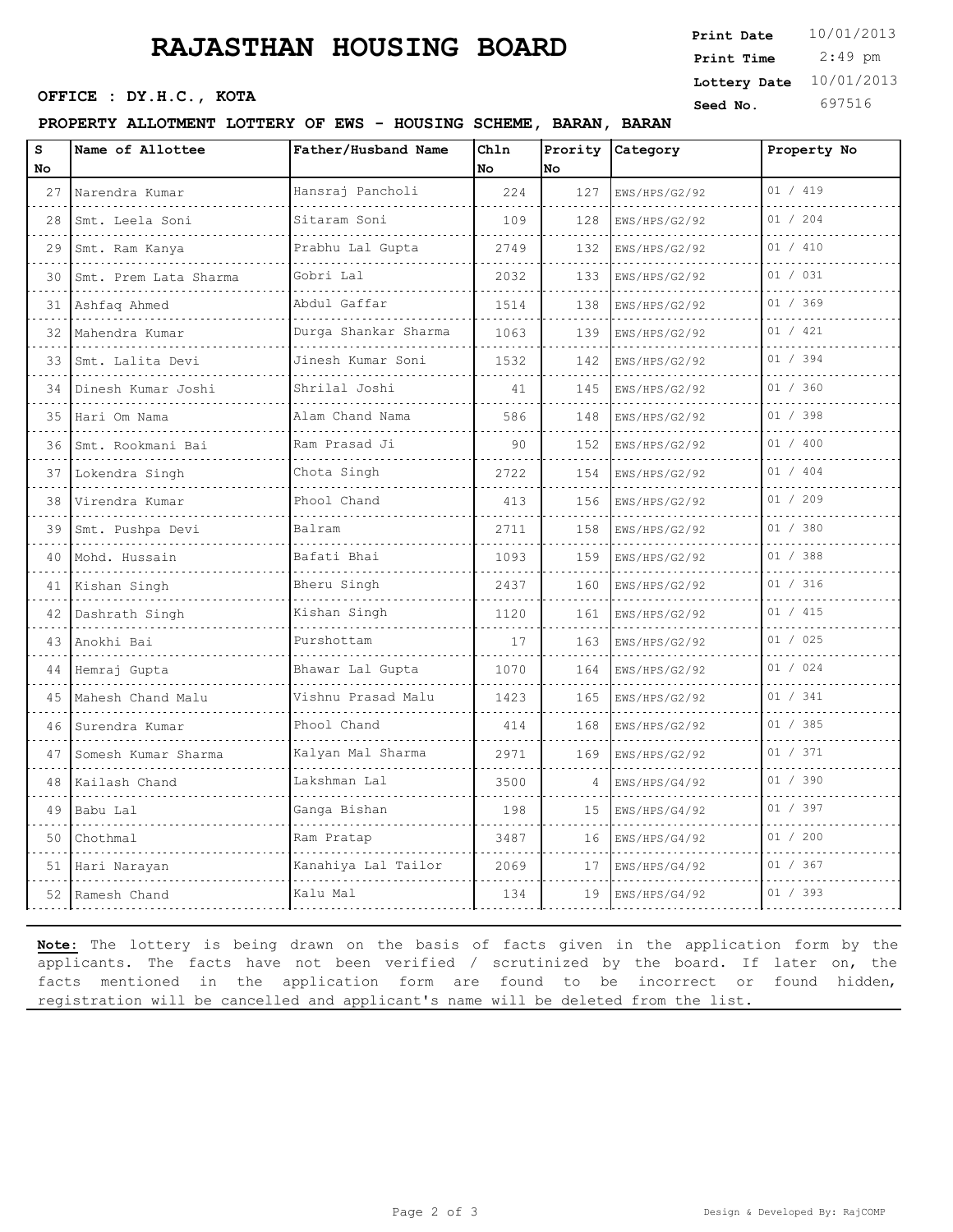# RAJASTHAN HOUSING BOARD

**OFFICE : DY.H.C., KOTA**

**Print Date** 10/01/2013
**Print Time** 2:49 pm
**Lottery Date** 10/01/2013
**Seed No.** 697516

**PROPERTY ALLOTMENT LOTTERY OF EWS - HOUSING SCHEME, BARAN, BARAN**

| S No | Name of Allottee | Father/Husband Name | Chln No | Prority No | Category | Property No |
|---|---|---|---|---|---|---|
| 27 | Narendra Kumar | Hansraj Pancholi | 224 | 127 | EWS/HPS/G2/92 | 01 / 419 |
| 28 | Smt. Leela Soni | Sitaram Soni | 109 | 128 | EWS/HPS/G2/92 | 01 / 204 |
| 29 | Smt. Ram Kanya | Prabhu Lal Gupta | 2749 | 132 | EWS/HPS/G2/92 | 01 / 410 |
| 30 | Smt. Prem Lata Sharma | Gobri Lal | 2032 | 133 | EWS/HPS/G2/92 | 01 / 031 |
| 31 | Ashfaq Ahmed | Abdul Gaffar | 1514 | 138 | EWS/HPS/G2/92 | 01 / 369 |
| 32 | Mahendra Kumar | Durga Shankar Sharma | 1063 | 139 | EWS/HPS/G2/92 | 01 / 421 |
| 33 | Smt. Lalita Devi | Jinesh Kumar Soni | 1532 | 142 | EWS/HPS/G2/92 | 01 / 394 |
| 34 | Dinesh Kumar Joshi | Shrilal Joshi | 41 | 145 | EWS/HPS/G2/92 | 01 / 360 |
| 35 | Hari Om Nama | Alam Chand Nama | 586 | 148 | EWS/HPS/G2/92 | 01 / 398 |
| 36 | Smt. Rookmani Bai | Ram Prasad Ji | 90 | 152 | EWS/HPS/G2/92 | 01 / 400 |
| 37 | Lokendra Singh | Chota Singh | 2722 | 154 | EWS/HPS/G2/92 | 01 / 404 |
| 38 | Virendra Kumar | Phool Chand | 413 | 156 | EWS/HPS/G2/92 | 01 / 209 |
| 39 | Smt. Pushpa Devi | Balram | 2711 | 158 | EWS/HPS/G2/92 | 01 / 380 |
| 40 | Mohd. Hussain | Bafati Bhai | 1093 | 159 | EWS/HPS/G2/92 | 01 / 388 |
| 41 | Kishan Singh | Bheru Singh | 2437 | 160 | EWS/HPS/G2/92 | 01 / 316 |
| 42 | Dashrath Singh | Kishan Singh | 1120 | 161 | EWS/HPS/G2/92 | 01 / 415 |
| 43 | Anokhi Bai | Purshottam | 17 | 163 | EWS/HPS/G2/92 | 01 / 025 |
| 44 | Hemraj Gupta | Bhawar Lal Gupta | 1070 | 164 | EWS/HPS/G2/92 | 01 / 024 |
| 45 | Mahesh Chand Malu | Vishnu Prasad Malu | 1423 | 165 | EWS/HPS/G2/92 | 01 / 341 |
| 46 | Surendra Kumar | Phool Chand | 414 | 168 | EWS/HPS/G2/92 | 01 / 385 |
| 47 | Somesh Kumar Sharma | Kalyan Mal Sharma | 2971 | 169 | EWS/HPS/G2/92 | 01 / 371 |
| 48 | Kailash Chand | Lakshman Lal | 3500 | 4 | EWS/HPS/G4/92 | 01 / 390 |
| 49 | Babu Lal | Ganga Bishan | 198 | 15 | EWS/HPS/G4/92 | 01 / 397 |
| 50 | Chothmal | Ram Pratap | 3487 | 16 | EWS/HPS/G4/92 | 01 / 200 |
| 51 | Hari Narayan | Kanahiya Lal Tailor | 2069 | 17 | EWS/HPS/G4/92 | 01 / 367 |
| 52 | Ramesh Chand | Kalu Mal | 134 | 19 | EWS/HPS/G4/92 | 01 / 393 |

**Note:** The lottery is being drawn on the basis of facts given in the application form by the applicants. The facts have not been verified / scrutinized by the board. If later on, the facts mentioned in the application form are found to be incorrect or found hidden, registration will be cancelled and applicant's name will be deleted from the list.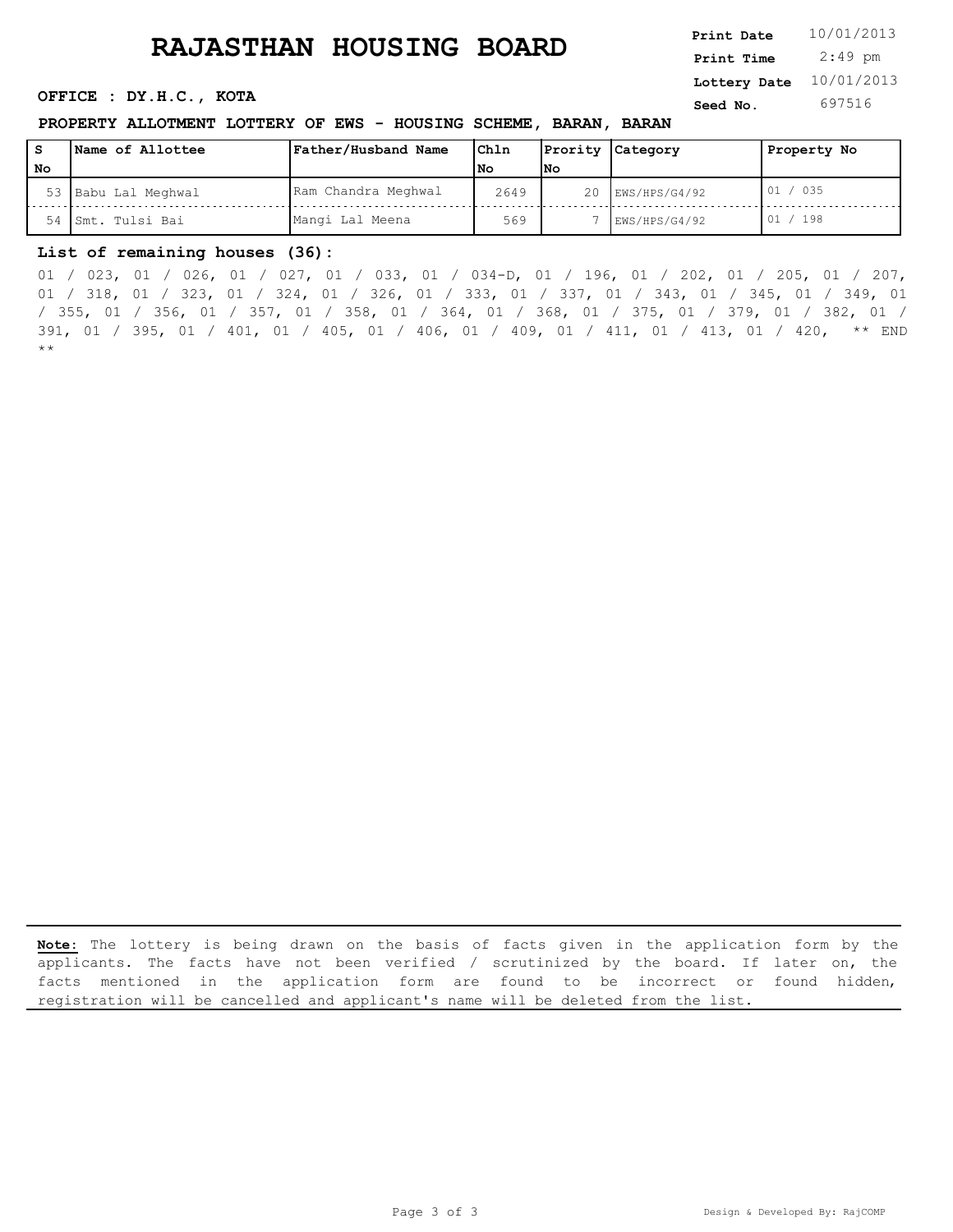# RAJASTHAN HOUSING BOARD

**Print Date** 10/01/2013
**Print Time** 2:49 pm
**Lottery Date** 10/01/2013
**Seed No.** 697516

**OFFICE : DY.H.C., KOTA**

**PROPERTY ALLOTMENT LOTTERY OF EWS - HOUSING SCHEME, BARAN, BARAN**

| S No | Name of Allottee | Father/Husband Name | Chln No | Prority No | Category | Property No |
|---|---|---|---|---|---|---|
| 53 | Babu Lal Meghwal | Ram Chandra Meghwal | 2649 | 20 | EWS/HPS/G4/92 | 01 / 035 |
| 54 | Smt. Tulsi Bai | Mangi Lal Meena | 569 | 7 | EWS/HPS/G4/92 | 01 / 198 |

### List of remaining houses (36):

01 / 023, 01 / 026, 01 / 027, 01 / 033, 01 / 034-D, 01 / 196, 01 / 202, 01 / 205, 01 / 207, 01 / 318, 01 / 323, 01 / 324, 01 / 326, 01 / 333, 01 / 337, 01 / 343, 01 / 345, 01 / 349, 01 / 355, 01 / 356, 01 / 357, 01 / 358, 01 / 364, 01 / 368, 01 / 375, 01 / 379, 01 / 382, 01 / 391, 01 / 395, 01 / 401, 01 / 405, 01 / 406, 01 / 409, 01 / 411, 01 / 413, 01 / 420, ** END **

**Note:** The lottery is being drawn on the basis of facts given in the application form by the applicants. The facts have not been verified / scrutinized by the board. If later on, the facts mentioned in the application form are found to be incorrect or found hidden, registration will be cancelled and applicant's name will be deleted from the list.

Design & Developed By: RajCOMP